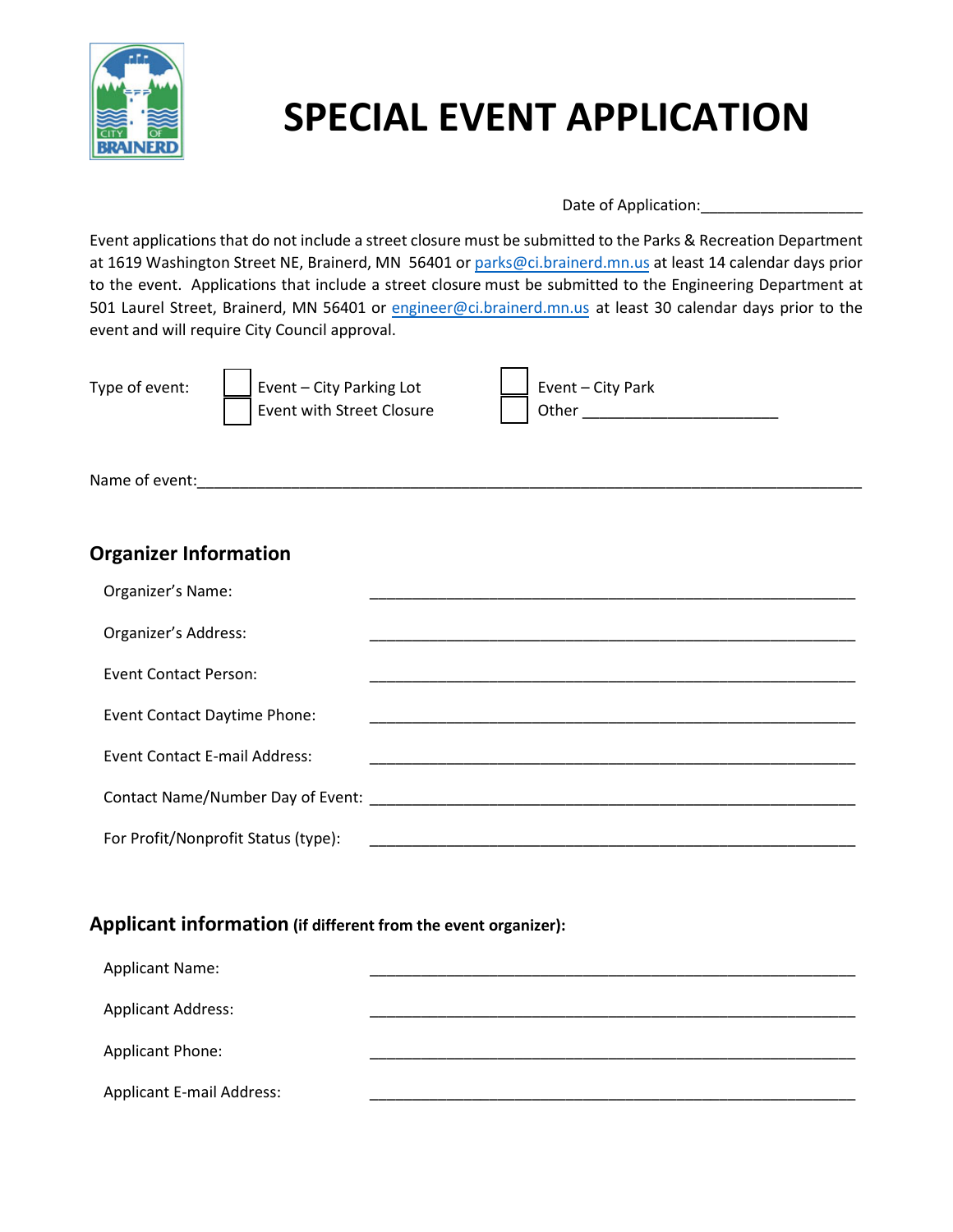# SPECIAL EVENT APPLICATION

Date of Application:___________________

Event applications that do not include a street closure must be submitted to the Parks & Recreation Department at 1619 Washington Street NE, Brainerd, MN 56401 or parks@ci.brainerd.mn.us at least 14 calendar days prior to the event. Applications that include a street closure must be submitted to the Engineering Department at 501 Laurel Street, Brainerd, MN 56401 or engineer@ci.brainerd.mn.us at least 30 calendar days prior to the event and will require City Council approval.

Type of event:

- ☐ Event – City Parking Lot
- ☐ Event with Street Closure
- ☐ Event – City Park
- ☐ Other _______________________

Name of event:_______________________________________________________________________________

## Organizer Information

Organizer's Name: ___________________________________________________________

Organizer's Address: ___________________________________________________________

Event Contact Person: ___________________________________________________________

Event Contact Daytime Phone: ___________________________________________________________

Event Contact E-mail Address: ___________________________________________________________

Contact Name/Number Day of Event: ___________________________________________________________

For Profit/Nonprofit Status (type): ___________________________________________________________

## Applicant information (if different from the event organizer):

Applicant Name: ___________________________________________________________

Applicant Address: ___________________________________________________________

Applicant Phone: ___________________________________________________________

Applicant E-mail Address: ___________________________________________________________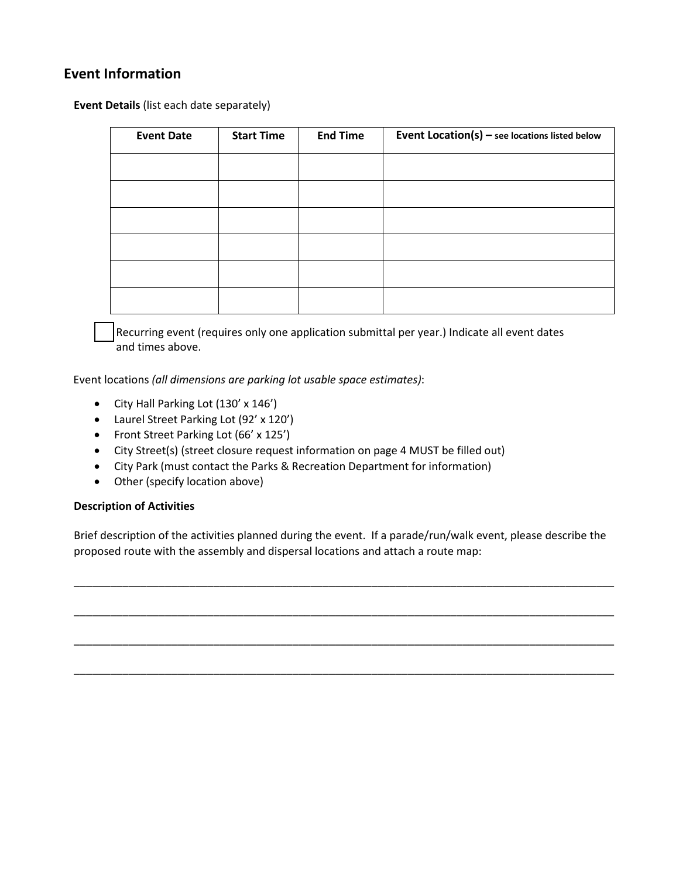## Event Information

**Event Details** (list each date separately)

| Event Date | Start Time | End Time | Event Location(s) – see locations listed below |
|---|---|---|---|
| | | | |
| | | | |
| | | | |
| | | | |
| | | | |
| | | | |

☐ Recurring event (requires only one application submittal per year.) Indicate all event dates and times above.

Event locations *(all dimensions are parking lot usable space estimates)*:

- City Hall Parking Lot (130' x 146')
- Laurel Street Parking Lot (92' x 120')
- Front Street Parking Lot (66' x 125')
- City Street(s) (street closure request information on page 4 MUST be filled out)
- City Park (must contact the Parks & Recreation Department for information)
- Other (specify location above)

**Description of Activities**

Brief description of the activities planned during the event. If a parade/run/walk event, please describe the proposed route with the assembly and dispersal locations and attach a route map:

______________________________________________________________________________________

______________________________________________________________________________________

______________________________________________________________________________________

______________________________________________________________________________________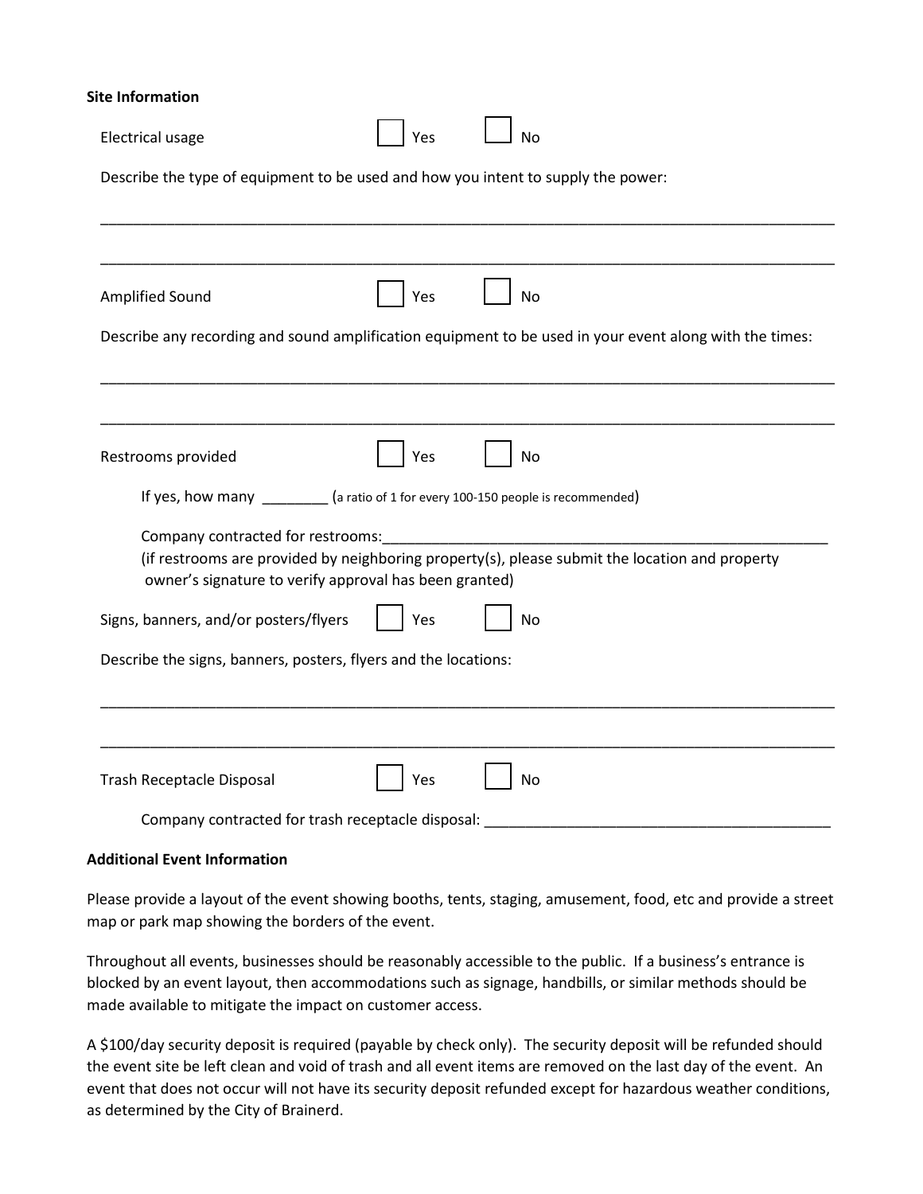**Site Information**

Electrical usage ☐ Yes ☐ No

Describe the type of equipment to be used and how you intent to supply the power:

_______________________________________________________________________________________

_______________________________________________________________________________________

Amplified Sound ☐ Yes ☐ No

Describe any recording and sound amplification equipment to be used in your event along with the times:

_______________________________________________________________________________________

_______________________________________________________________________________________

Restrooms provided ☐ Yes ☐ No

If yes, how many ________ (a ratio of 1 for every 100-150 people is recommended)

Company contracted for restrooms:_______________________________________________________

(if restrooms are provided by neighboring property(s), please submit the location and property owner's signature to verify approval has been granted)

Signs, banners, and/or posters/flyers ☐ Yes ☐ No

Describe the signs, banners, posters, flyers and the locations:

_______________________________________________________________________________________

_______________________________________________________________________________________

Trash Receptacle Disposal ☐ Yes ☐ No

Company contracted for trash receptacle disposal: ___________________________________________

**Additional Event Information**

Please provide a layout of the event showing booths, tents, staging, amusement, food, etc and provide a street map or park map showing the borders of the event.

Throughout all events, businesses should be reasonably accessible to the public. If a business's entrance is blocked by an event layout, then accommodations such as signage, handbills, or similar methods should be made available to mitigate the impact on customer access.

A $100/day security deposit is required (payable by check only). The security deposit will be refunded should the event site be left clean and void of trash and all event items are removed on the last day of the event. An event that does not occur will not have its security deposit refunded except for hazardous weather conditions, as determined by the City of Brainerd.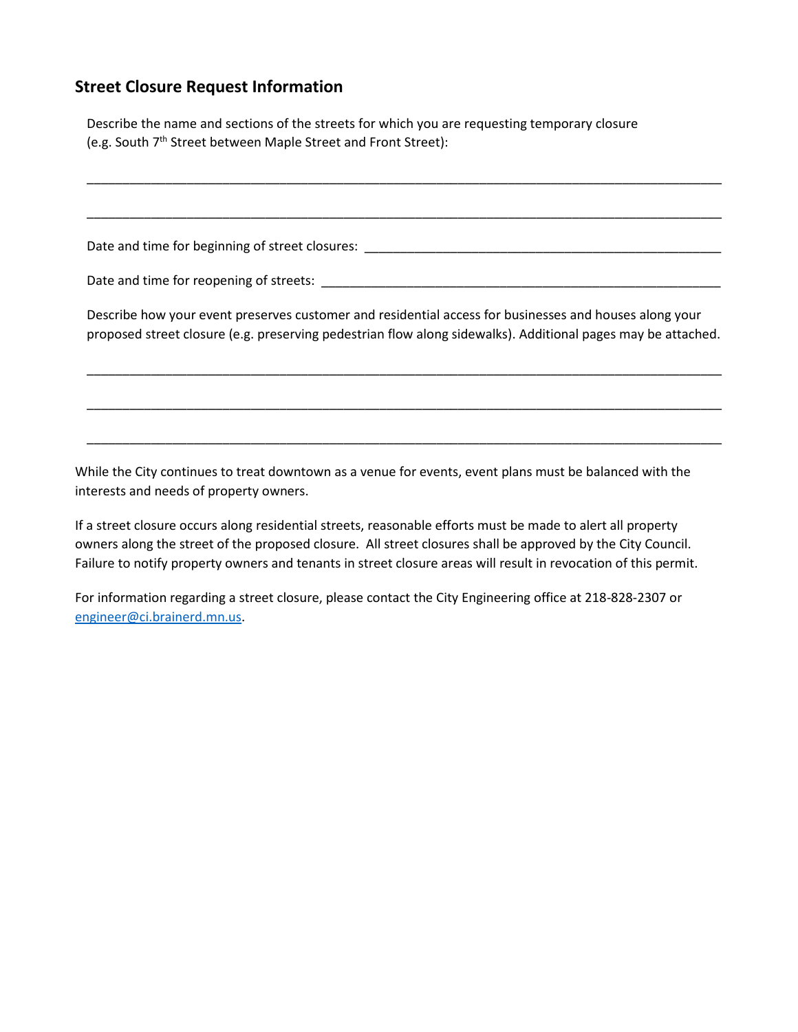## Street Closure Request Information

Describe the name and sections of the streets for which you are requesting temporary closure (e.g. South 7th Street between Maple Street and Front Street):

______________________________________________________________________________________

______________________________________________________________________________________

Date and time for beginning of street closures: ________________________________________________

Date and time for reopening of streets: _____________________________________________________

Describe how your event preserves customer and residential access for businesses and houses along your proposed street closure (e.g. preserving pedestrian flow along sidewalks). Additional pages may be attached.

______________________________________________________________________________________

______________________________________________________________________________________

______________________________________________________________________________________

While the City continues to treat downtown as a venue for events, event plans must be balanced with the interests and needs of property owners.

If a street closure occurs along residential streets, reasonable efforts must be made to alert all property owners along the street of the proposed closure. All street closures shall be approved by the City Council. Failure to notify property owners and tenants in street closure areas will result in revocation of this permit.

For information regarding a street closure, please contact the City Engineering office at 218-828-2307 or [engineer@ci.brainerd.mn.us](mailto:engineer@ci.brainerd.mn.us).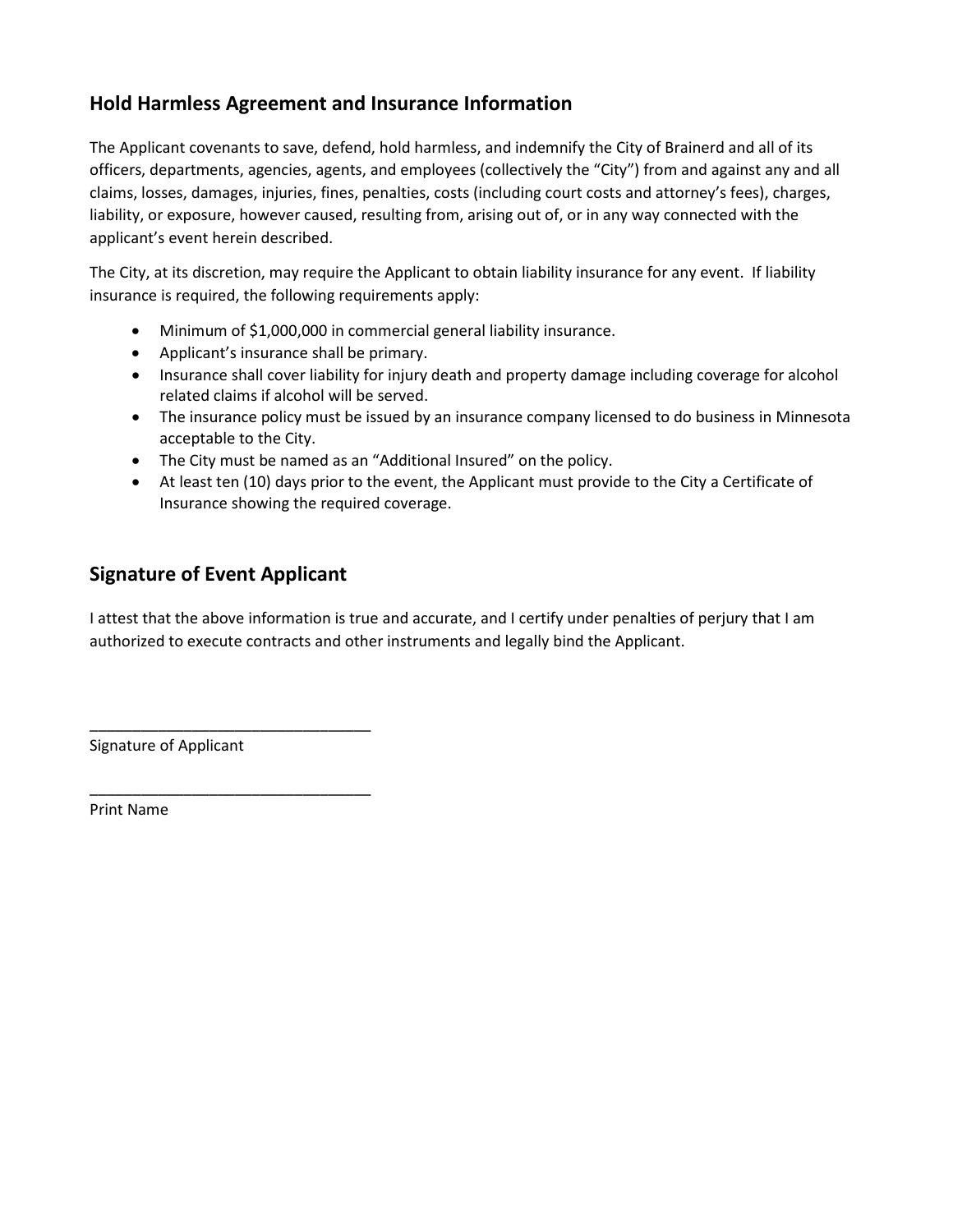## Hold Harmless Agreement and Insurance Information

The Applicant covenants to save, defend, hold harmless, and indemnify the City of Brainerd and all of its officers, departments, agencies, agents, and employees (collectively the "City") from and against any and all claims, losses, damages, injuries, fines, penalties, costs (including court costs and attorney's fees), charges, liability, or exposure, however caused, resulting from, arising out of, or in any way connected with the applicant's event herein described.

The City, at its discretion, may require the Applicant to obtain liability insurance for any event. If liability insurance is required, the following requirements apply:

- Minimum of $1,000,000 in commercial general liability insurance.
- Applicant's insurance shall be primary.
- Insurance shall cover liability for injury death and property damage including coverage for alcohol related claims if alcohol will be served.
- The insurance policy must be issued by an insurance company licensed to do business in Minnesota acceptable to the City.
- The City must be named as an "Additional Insured" on the policy.
- At least ten (10) days prior to the event, the Applicant must provide to the City a Certificate of Insurance showing the required coverage.

## Signature of Event Applicant

I attest that the above information is true and accurate, and I certify under penalties of perjury that I am authorized to execute contracts and other instruments and legally bind the Applicant.

_________________________________
Signature of Applicant

_________________________________
Print Name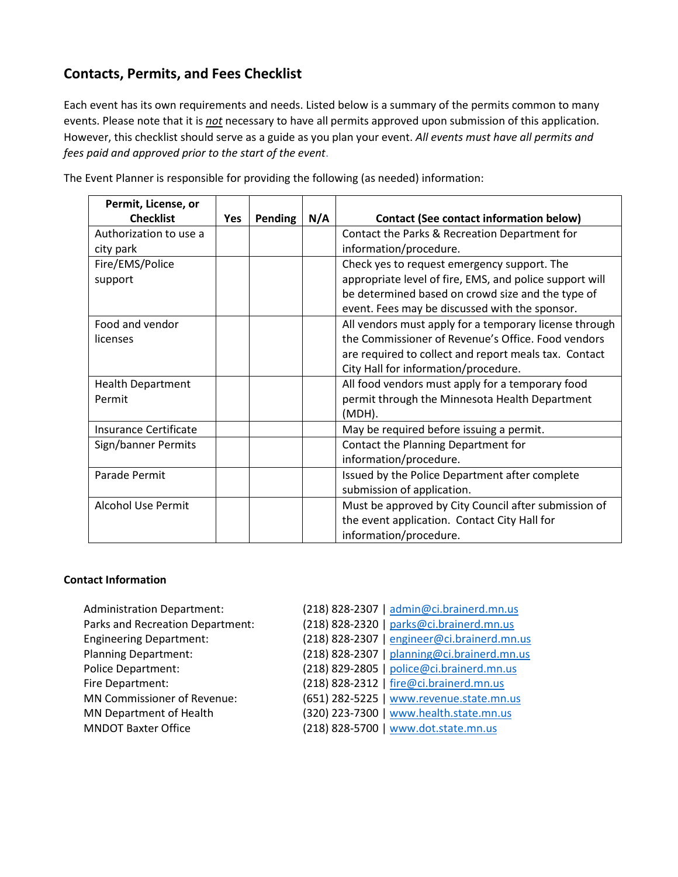## Contacts, Permits, and Fees Checklist

Each event has its own requirements and needs. Listed below is a summary of the permits common to many events. Please note that it is ***not*** necessary to have all permits approved upon submission of this application. However, this checklist should serve as a guide as you plan your event. *All events must have all permits and fees paid and approved prior to the start of the event*.

The Event Planner is responsible for providing the following (as needed) information:

| Permit, License, or Checklist | Yes | Pending | N/A | Contact (See contact information below) |
|---|---|---|---|---|
| Authorization to use a city park | | | | Contact the Parks & Recreation Department for information/procedure. |
| Fire/EMS/Police support | | | | Check yes to request emergency support. The appropriate level of fire, EMS, and police support will be determined based on crowd size and the type of event. Fees may be discussed with the sponsor. |
| Food and vendor licenses | | | | All vendors must apply for a temporary license through the Commissioner of Revenue's Office. Food vendors are required to collect and report meals tax. Contact City Hall for information/procedure. |
| Health Department Permit | | | | All food vendors must apply for a temporary food permit through the Minnesota Health Department (MDH). |
| Insurance Certificate | | | | May be required before issuing a permit. |
| Sign/banner Permits | | | | Contact the Planning Department for information/procedure. |
| Parade Permit | | | | Issued by the Police Department after complete submission of application. |
| Alcohol Use Permit | | | | Must be approved by City Council after submission of the event application. Contact City Hall for information/procedure. |

**Contact Information**

| | |
|---|---|
| Administration Department: | (218) 828-2307 \| admin@ci.brainerd.mn.us |
| Parks and Recreation Department: | (218) 828-2320 \| parks@ci.brainerd.mn.us |
| Engineering Department: | (218) 828-2307 \| engineer@ci.brainerd.mn.us |
| Planning Department: | (218) 828-2307 \| planning@ci.brainerd.mn.us |
| Police Department: | (218) 829-2805 \| police@ci.brainerd.mn.us |
| Fire Department: | (218) 828-2312 \| fire@ci.brainerd.mn.us |
| MN Commissioner of Revenue: | (651) 282-5225 \| www.revenue.state.mn.us |
| MN Department of Health | (320) 223-7300 \| www.health.state.mn.us |
| MNDOT Baxter Office | (218) 828-5700 \| www.dot.state.mn.us |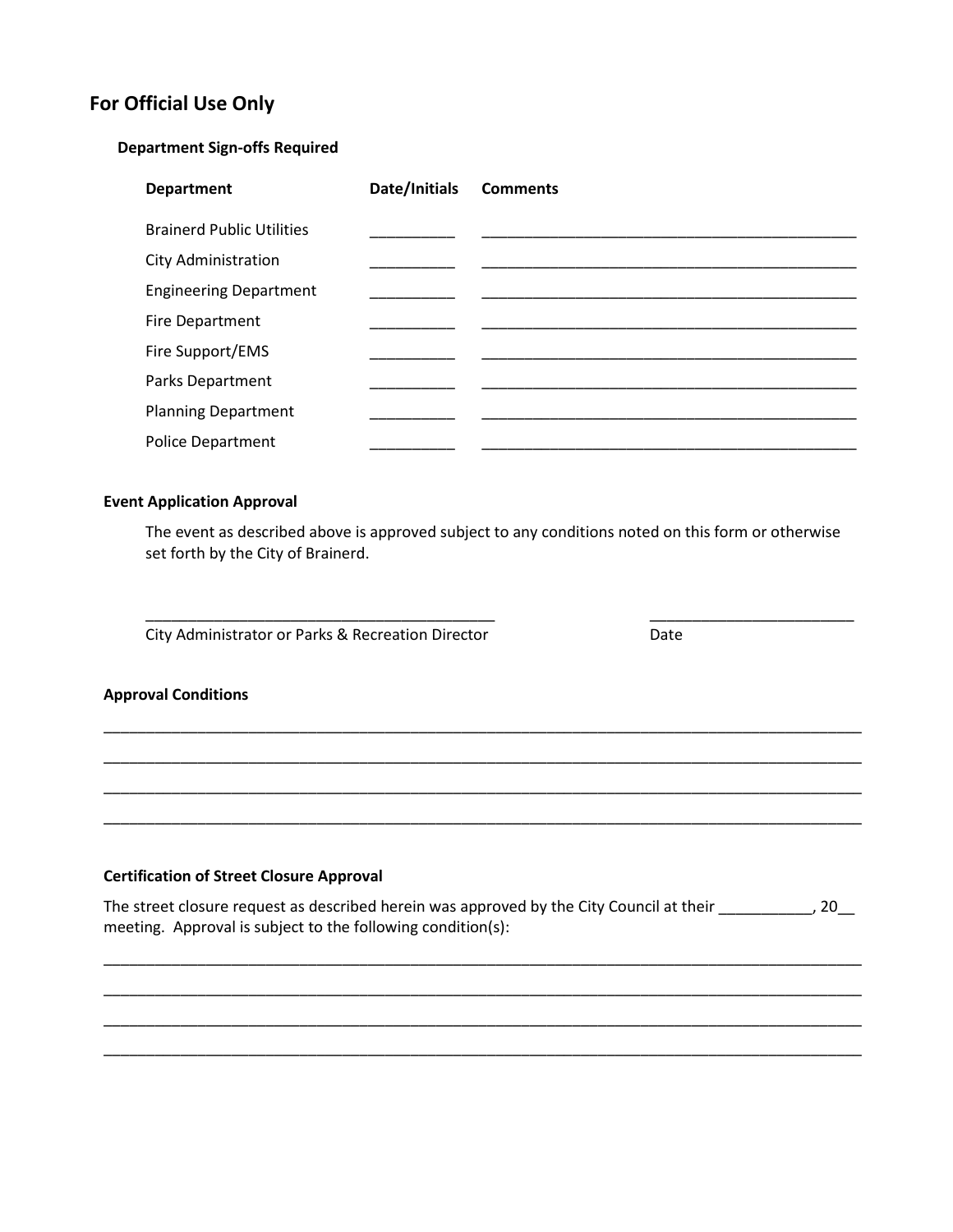## For Official Use Only

### Department Sign-offs Required

| Department | Date/Initials | Comments |
|---|---|---|
| Brainerd Public Utilities | __________ | ______________________________________________ |
| City Administration | __________ | ______________________________________________ |
| Engineering Department | __________ | ______________________________________________ |
| Fire Department | __________ | ______________________________________________ |
| Fire Support/EMS | __________ | ______________________________________________ |
| Parks Department | __________ | ______________________________________________ |
| Planning Department | __________ | ______________________________________________ |
| Police Department | __________ | ______________________________________________ |

### Event Application Approval

The event as described above is approved subject to any conditions noted on this form or otherwise set forth by the City of Brainerd.

__________________________________________ &nbsp;&nbsp;&nbsp;&nbsp;&nbsp;&nbsp;&nbsp;&nbsp; ________________________

City Administrator or Parks & Recreation Director &nbsp;&nbsp;&nbsp;&nbsp;&nbsp;&nbsp;&nbsp;&nbsp; Date

### Approval Conditions

____________________________________________________________________________________________

____________________________________________________________________________________________

____________________________________________________________________________________________

____________________________________________________________________________________________

### Certification of Street Closure Approval

The street closure request as described herein was approved by the City Council at their ___________, 20__ meeting. Approval is subject to the following condition(s):

____________________________________________________________________________________________

____________________________________________________________________________________________

____________________________________________________________________________________________

____________________________________________________________________________________________